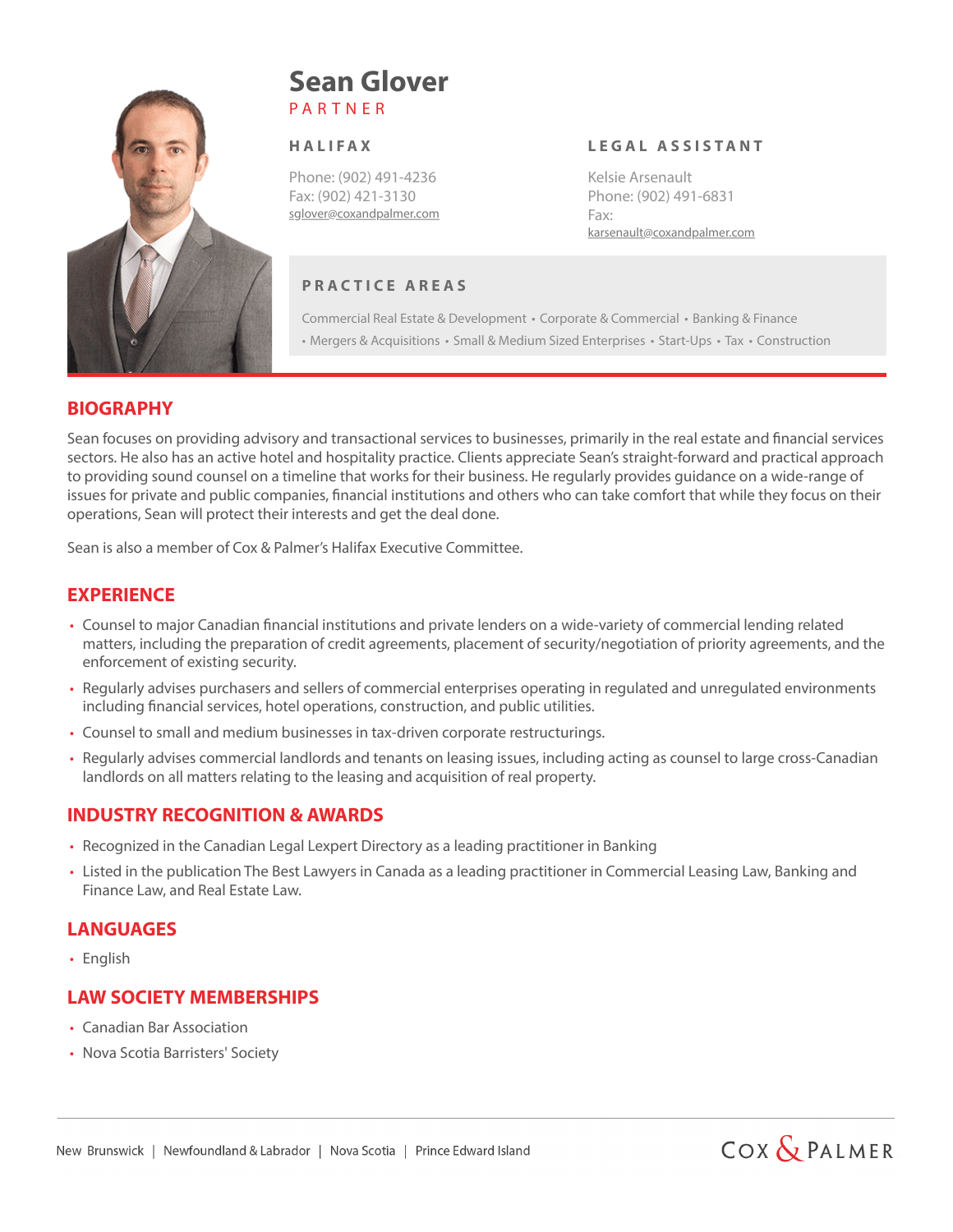# Sean Glover

PARTNER

### HALIFAX

Phone: (902) 491-4236
Fax: (902) 421-3130
sglover@coxandpalmer.com

### LEGAL ASSISTANT

Kelsie Arsenault
Phone: (902) 491-6831
Fax:
karsenault@coxandpalmer.com

### PRACTICE AREAS

Commercial Real Estate & Development • Corporate & Commercial • Banking & Finance • Mergers & Acquisitions • Small & Medium Sized Enterprises • Start-Ups • Tax • Construction

## BIOGRAPHY

Sean focuses on providing advisory and transactional services to businesses, primarily in the real estate and financial services sectors. He also has an active hotel and hospitality practice. Clients appreciate Sean's straight-forward and practical approach to providing sound counsel on a timeline that works for their business. He regularly provides guidance on a wide-range of issues for private and public companies, financial institutions and others who can take comfort that while they focus on their operations, Sean will protect their interests and get the deal done.

Sean is also a member of Cox & Palmer's Halifax Executive Committee.

## EXPERIENCE

- Counsel to major Canadian financial institutions and private lenders on a wide-variety of commercial lending related matters, including the preparation of credit agreements, placement of security/negotiation of priority agreements, and the enforcement of existing security.
- Regularly advises purchasers and sellers of commercial enterprises operating in regulated and unregulated environments including financial services, hotel operations, construction, and public utilities.
- Counsel to small and medium businesses in tax-driven corporate restructurings.
- Regularly advises commercial landlords and tenants on leasing issues, including acting as counsel to large cross-Canadian landlords on all matters relating to the leasing and acquisition of real property.

## INDUSTRY RECOGNITION & AWARDS

- Recognized in the Canadian Legal Lexpert Directory as a leading practitioner in Banking
- Listed in the publication The Best Lawyers in Canada as a leading practitioner in Commercial Leasing Law, Banking and Finance Law, and Real Estate Law.

## LANGUAGES

- English

## LAW SOCIETY MEMBERSHIPS

- Canadian Bar Association
- Nova Scotia Barristers' Society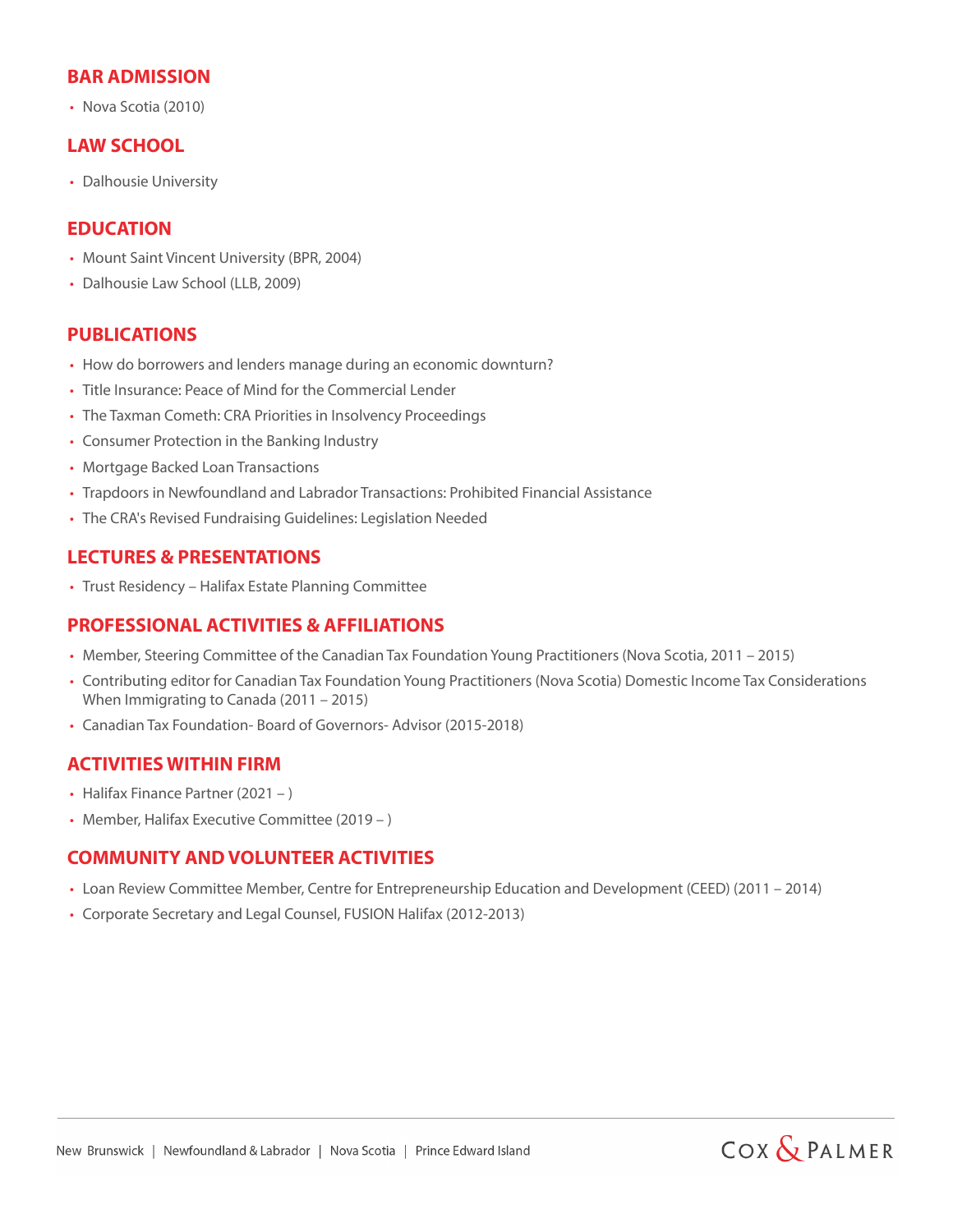## BAR ADMISSION

- Nova Scotia (2010)

## LAW SCHOOL

- Dalhousie University

## EDUCATION

- Mount Saint Vincent University (BPR, 2004)
- Dalhousie Law School (LLB, 2009)

## PUBLICATIONS

- How do borrowers and lenders manage during an economic downturn?
- Title Insurance: Peace of Mind for the Commercial Lender
- The Taxman Cometh: CRA Priorities in Insolvency Proceedings
- Consumer Protection in the Banking Industry
- Mortgage Backed Loan Transactions
- Trapdoors in Newfoundland and Labrador Transactions: Prohibited Financial Assistance
- The CRA's Revised Fundraising Guidelines: Legislation Needed

## LECTURES & PRESENTATIONS

- Trust Residency – Halifax Estate Planning Committee

## PROFESSIONAL ACTIVITIES & AFFILIATIONS

- Member, Steering Committee of the Canadian Tax Foundation Young Practitioners (Nova Scotia, 2011 – 2015)
- Contributing editor for Canadian Tax Foundation Young Practitioners (Nova Scotia) Domestic Income Tax Considerations When Immigrating to Canada (2011 – 2015)
- Canadian Tax Foundation- Board of Governors- Advisor (2015-2018)

## ACTIVITIES WITHIN FIRM

- Halifax Finance Partner (2021 – )
- Member, Halifax Executive Committee (2019 – )

## COMMUNITY AND VOLUNTEER ACTIVITIES

- Loan Review Committee Member, Centre for Entrepreneurship Education and Development (CEED) (2011 – 2014)
- Corporate Secretary and Legal Counsel, FUSION Halifax (2012-2013)